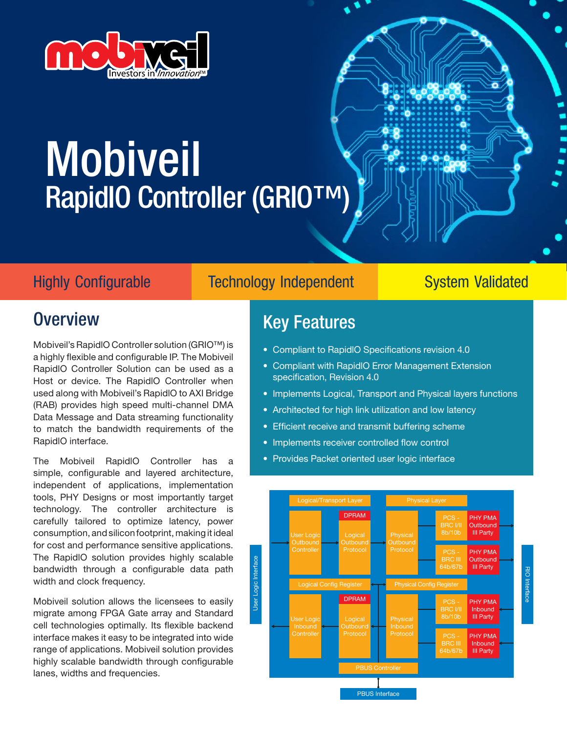# Mobiveil

## RapidIO Controller (GRIO™)

Highly Configurable | Technology Independent | System Validated

## Overview

Mobiveil's RapidIO Controller solution (GRIO™) is a highly flexible and configurable IP. The Mobiveil RapidIO Controller Solution can be used as a Host or device. The RapidIO Controller when used along with Mobiveil's RapidIO to AXI Bridge (RAB) provides high speed multi-channel DMA Data Message and Data streaming functionality to match the bandwidth requirements of the RapidIO interface.

The Mobiveil RapidIO Controller has a simple, configurable and layered architecture, independent of applications, implementation tools, PHY Designs or most importantly target technology. The controller architecture is carefully tailored to optimize latency, power consumption, and silicon footprint, making it ideal for cost and performance sensitive applications. The RapidIO solution provides highly scalable bandwidth through a configurable data path width and clock frequency.

Mobiveil solution allows the licensees to easily migrate among FPGA Gate array and Standard cell technologies optimally. Its flexible backend interface makes it easy to be integrated into wide range of applications. Mobiveil solution provides highly scalable bandwidth through configurable lanes, widths and frequencies.

## Key Features

- Compliant to RapidIO Specifications revision 4.0
- Compliant with RapidIO Error Management Extension specification, Revision 4.0
- Implements Logical, Transport and Physical layers functions
- Architected for high link utilization and low latency
- Efficient receive and transmit buffering scheme
- Implements receiver controlled flow control
- Provides Packet oriented user logic interface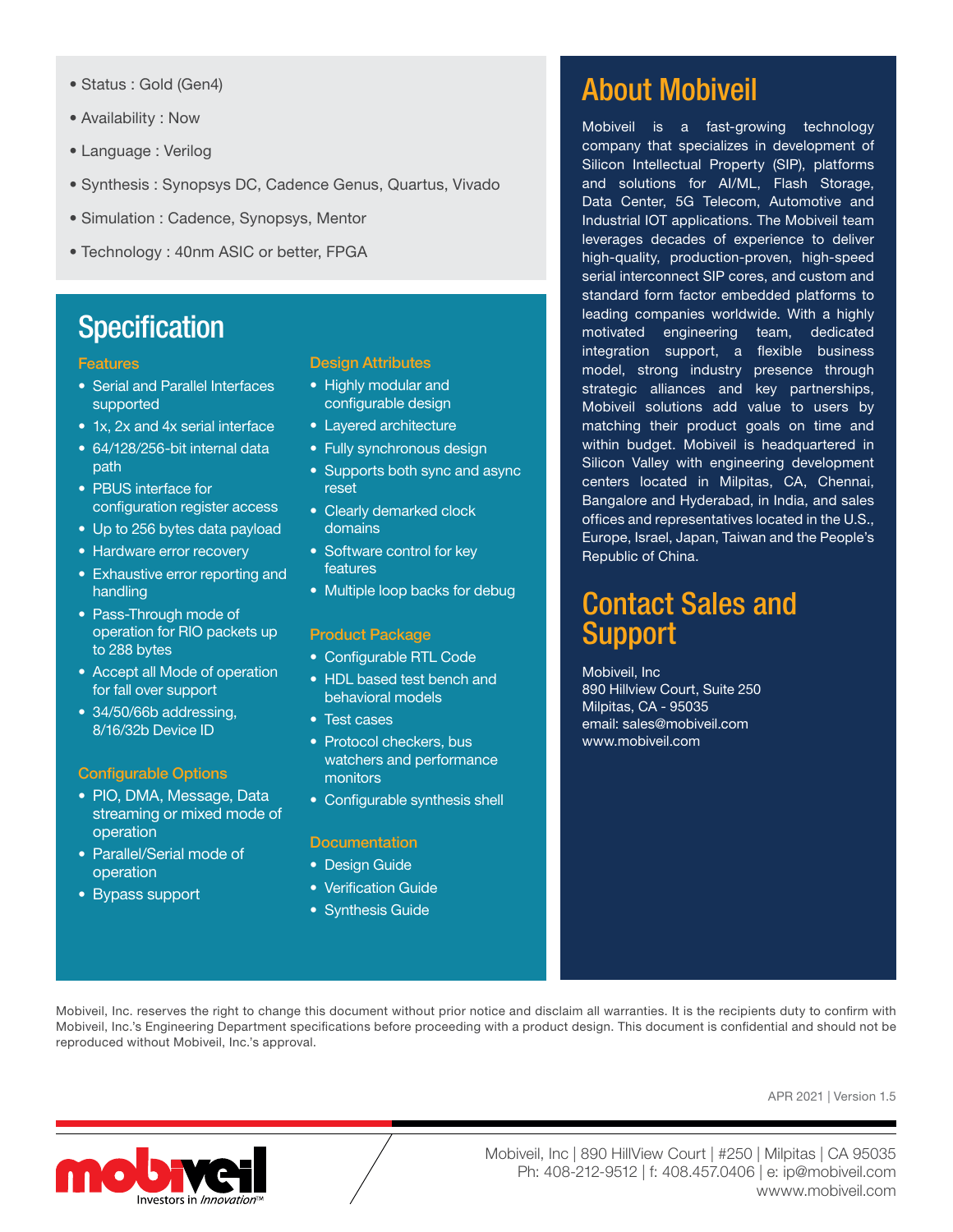- Status : Gold (Gen4)
- Availability : Now
- Language : Verilog
- Synthesis : Synopsys DC, Cadence Genus, Quartus, Vivado
- Simulation : Cadence, Synopsys, Mentor
- Technology : 40nm ASIC or better, FPGA

## Specification

### Features

- Serial and Parallel Interfaces supported
- 1x, 2x and 4x serial interface
- 64/128/256-bit internal data path
- PBUS interface for configuration register access
- Up to 256 bytes data payload
- Hardware error recovery
- Exhaustive error reporting and handling
- Pass-Through mode of operation for RIO packets up to 288 bytes
- Accept all Mode of operation for fall over support
- 34/50/66b addressing, 8/16/32b Device ID

### Configurable Options

- PIO, DMA, Message, Data streaming or mixed mode of operation
- Parallel/Serial mode of operation
- Bypass support

### Design Attributes

- Highly modular and configurable design
- Layered architecture
- Fully synchronous design
- Supports both sync and async reset
- Clearly demarked clock domains
- Software control for key features
- Multiple loop backs for debug

### Product Package

- Configurable RTL Code
- HDL based test bench and behavioral models
- Test cases
- Protocol checkers, bus watchers and performance monitors
- Configurable synthesis shell

### Documentation

- Design Guide
- Verification Guide
- Synthesis Guide

## About Mobiveil

Mobiveil is a fast-growing technology company that specializes in development of Silicon Intellectual Property (SIP), platforms and solutions for AI/ML, Flash Storage, Data Center, 5G Telecom, Automotive and Industrial IOT applications. The Mobiveil team leverages decades of experience to deliver high-quality, production-proven, high-speed serial interconnect SIP cores, and custom and standard form factor embedded platforms to leading companies worldwide. With a highly motivated engineering team, dedicated integration support, a flexible business model, strong industry presence through strategic alliances and key partnerships, Mobiveil solutions add value to users by matching their product goals on time and within budget. Mobiveil is headquartered in Silicon Valley with engineering development centers located in Milpitas, CA, Chennai, Bangalore and Hyderabad, in India, and sales offices and representatives located in the U.S., Europe, Israel, Japan, Taiwan and the People's Republic of China.

## Contact Sales and Support

Mobiveil, Inc
890 Hillview Court, Suite 250
Milpitas, CA - 95035
email: sales@mobiveil.com
www.mobiveil.com

Mobiveil, Inc. reserves the right to change this document without prior notice and disclaim all warranties. It is the recipients duty to confirm with Mobiveil, Inc.'s Engineering Department specifications before proceeding with a product design. This document is confidential and should not be reproduced without Mobiveil, Inc.'s approval.

APR 2021 | Version 1.5

mobiveil Investors in *Innovation*™

Mobiveil, Inc | 890 HillView Court | #250 | Milpitas | CA 95035
Ph: 408-212-9512 | f: 408.457.0406 | e: ip@mobiveil.com
wwww.mobiveil.com